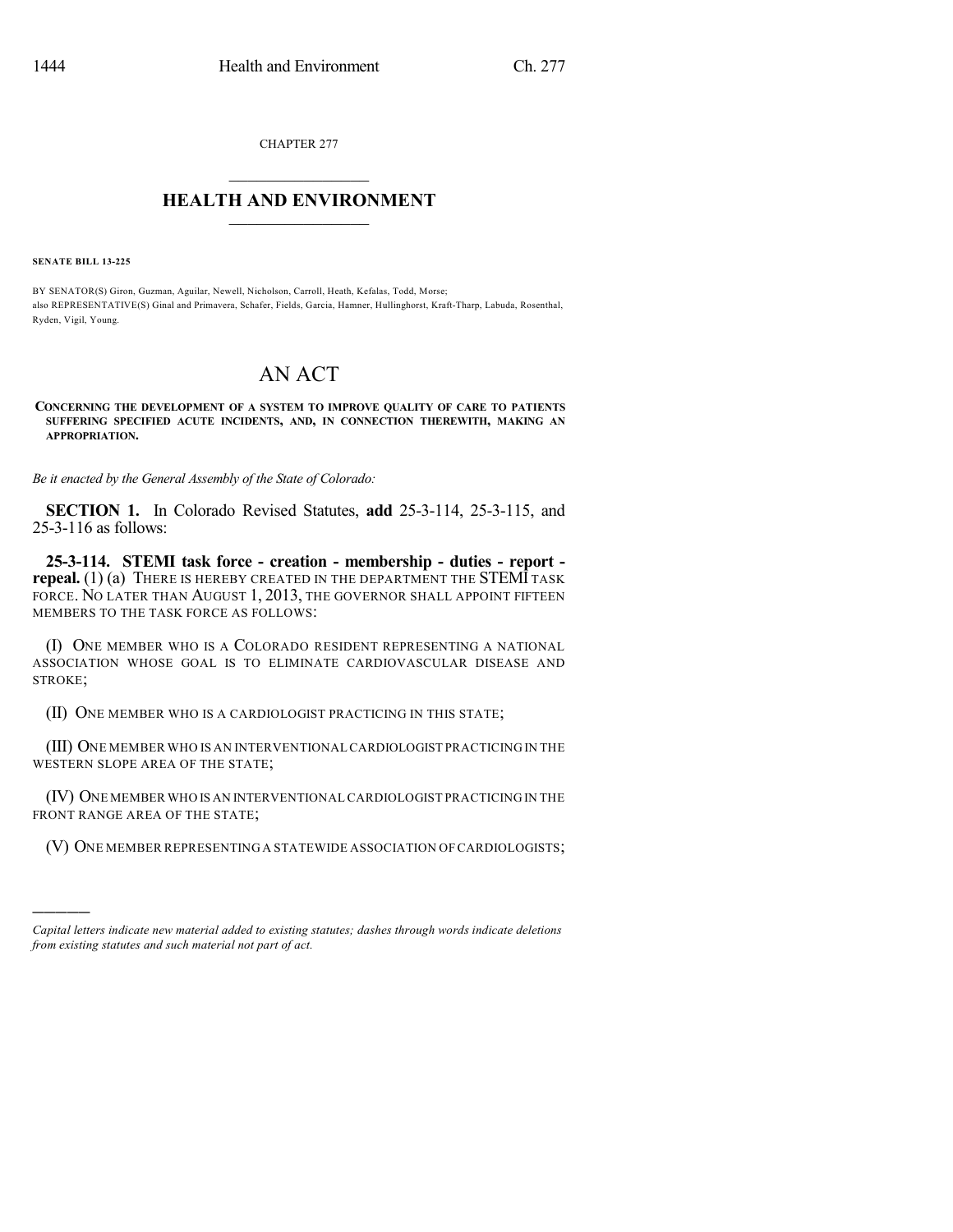CHAPTER 277

# HEALTH AND ENVIRONMENT

**SENATE BILL 13-225**

BY SENATOR(S) Giron, Guzman, Aguilar, Newell, Nicholson, Carroll, Heath, Kefalas, Todd, Morse;
also REPRESENTATIVE(S) Ginal and Primavera, Schafer, Fields, Garcia, Hamner, Hullinghorst, Kraft-Tharp, Labuda, Rosenthal, Ryden, Vigil, Young.

# AN ACT

**CONCERNING THE DEVELOPMENT OF A SYSTEM TO IMPROVE QUALITY OF CARE TO PATIENTS SUFFERING SPECIFIED ACUTE INCIDENTS, AND, IN CONNECTION THEREWITH, MAKING AN APPROPRIATION.**

*Be it enacted by the General Assembly of the State of Colorado:*

**SECTION 1.** In Colorado Revised Statutes, **add** 25-3-114, 25-3-115, and 25-3-116 as follows:

**25-3-114. STEMI task force - creation - membership - duties - report - repeal.** (1) (a) THERE IS HEREBY CREATED IN THE DEPARTMENT THE STEMI TASK FORCE. NO LATER THAN AUGUST 1, 2013, THE GOVERNOR SHALL APPOINT FIFTEEN MEMBERS TO THE TASK FORCE AS FOLLOWS:

(I) ONE MEMBER WHO IS A COLORADO RESIDENT REPRESENTING A NATIONAL ASSOCIATION WHOSE GOAL IS TO ELIMINATE CARDIOVASCULAR DISEASE AND STROKE;

(II) ONE MEMBER WHO IS A CARDIOLOGIST PRACTICING IN THIS STATE;

(III) ONE MEMBER WHO IS AN INTERVENTIONAL CARDIOLOGIST PRACTICING IN THE WESTERN SLOPE AREA OF THE STATE;

(IV) ONE MEMBER WHO IS AN INTERVENTIONAL CARDIOLOGIST PRACTICING IN THE FRONT RANGE AREA OF THE STATE;

(V) ONE MEMBER REPRESENTING A STATEWIDE ASSOCIATION OF CARDIOLOGISTS;

---

*Capital letters indicate new material added to existing statutes; dashes through words indicate deletions from existing statutes and such material not part of act.*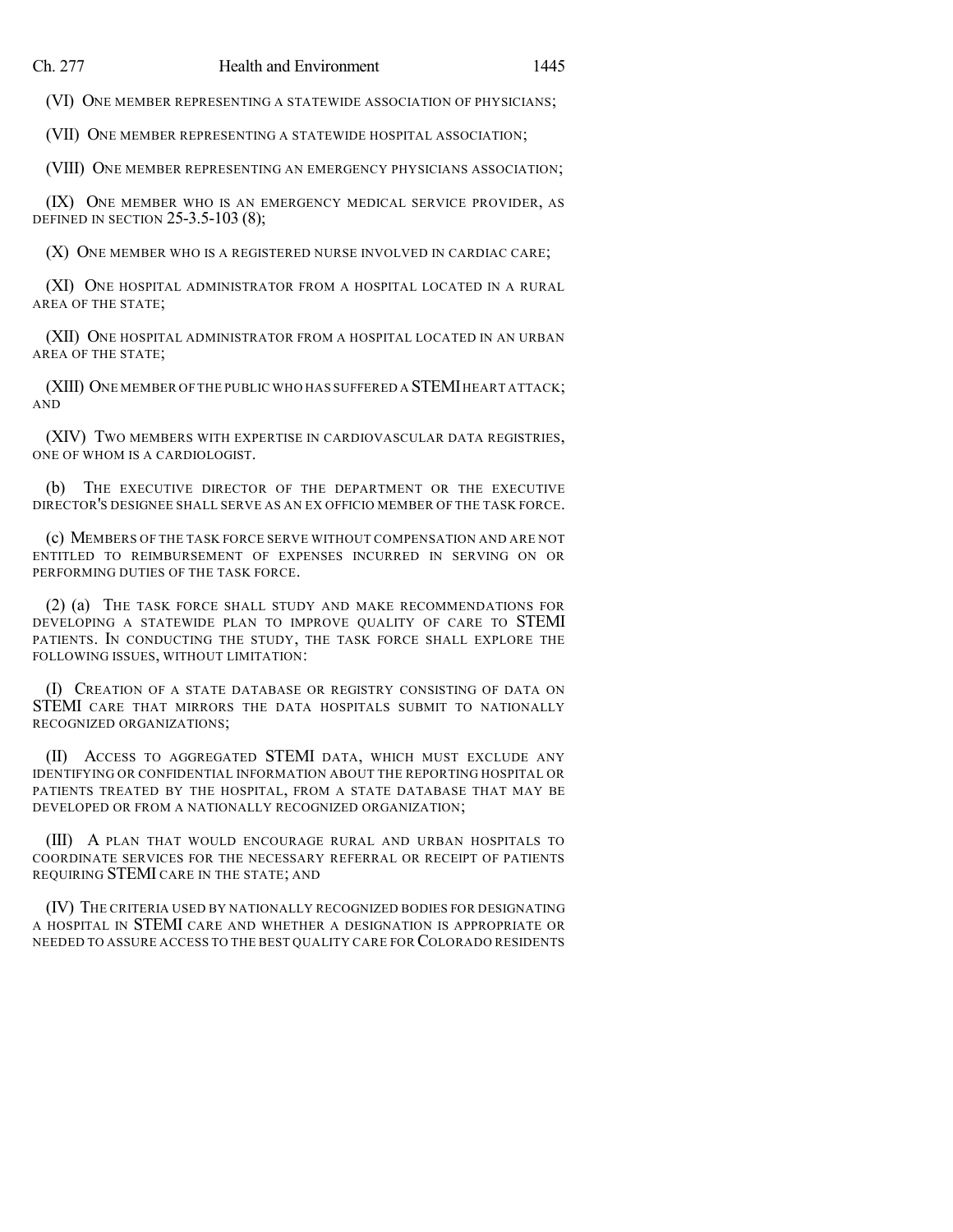(VI) ONE MEMBER REPRESENTING A STATEWIDE ASSOCIATION OF PHYSICIANS;

(VII) ONE MEMBER REPRESENTING A STATEWIDE HOSPITAL ASSOCIATION;

(VIII) ONE MEMBER REPRESENTING AN EMERGENCY PHYSICIANS ASSOCIATION;

(IX) ONE MEMBER WHO IS AN EMERGENCY MEDICAL SERVICE PROVIDER, AS DEFINED IN SECTION 25-3.5-103 (8);

(X) ONE MEMBER WHO IS A REGISTERED NURSE INVOLVED IN CARDIAC CARE;

(XI) ONE HOSPITAL ADMINISTRATOR FROM A HOSPITAL LOCATED IN A RURAL AREA OF THE STATE;

(XII) ONE HOSPITAL ADMINISTRATOR FROM A HOSPITAL LOCATED IN AN URBAN AREA OF THE STATE;

(XIII) ONE MEMBER OF THE PUBLIC WHO HAS SUFFERED A STEMI HEART ATTACK; AND

(XIV) TWO MEMBERS WITH EXPERTISE IN CARDIOVASCULAR DATA REGISTRIES, ONE OF WHOM IS A CARDIOLOGIST.

(b) THE EXECUTIVE DIRECTOR OF THE DEPARTMENT OR THE EXECUTIVE DIRECTOR'S DESIGNEE SHALL SERVE AS AN EX OFFICIO MEMBER OF THE TASK FORCE.

(c) MEMBERS OF THE TASK FORCE SERVE WITHOUT COMPENSATION AND ARE NOT ENTITLED TO REIMBURSEMENT OF EXPENSES INCURRED IN SERVING ON OR PERFORMING DUTIES OF THE TASK FORCE.

(2) (a) THE TASK FORCE SHALL STUDY AND MAKE RECOMMENDATIONS FOR DEVELOPING A STATEWIDE PLAN TO IMPROVE QUALITY OF CARE TO STEMI PATIENTS. IN CONDUCTING THE STUDY, THE TASK FORCE SHALL EXPLORE THE FOLLOWING ISSUES, WITHOUT LIMITATION:

(I) CREATION OF A STATE DATABASE OR REGISTRY CONSISTING OF DATA ON STEMI CARE THAT MIRRORS THE DATA HOSPITALS SUBMIT TO NATIONALLY RECOGNIZED ORGANIZATIONS;

(II) ACCESS TO AGGREGATED STEMI DATA, WHICH MUST EXCLUDE ANY IDENTIFYING OR CONFIDENTIAL INFORMATION ABOUT THE REPORTING HOSPITAL OR PATIENTS TREATED BY THE HOSPITAL, FROM A STATE DATABASE THAT MAY BE DEVELOPED OR FROM A NATIONALLY RECOGNIZED ORGANIZATION;

(III) A PLAN THAT WOULD ENCOURAGE RURAL AND URBAN HOSPITALS TO COORDINATE SERVICES FOR THE NECESSARY REFERRAL OR RECEIPT OF PATIENTS REQUIRING STEMI CARE IN THE STATE; AND

(IV) THE CRITERIA USED BY NATIONALLY RECOGNIZED BODIES FOR DESIGNATING A HOSPITAL IN STEMI CARE AND WHETHER A DESIGNATION IS APPROPRIATE OR NEEDED TO ASSURE ACCESS TO THE BEST QUALITY CARE FOR COLORADO RESIDENTS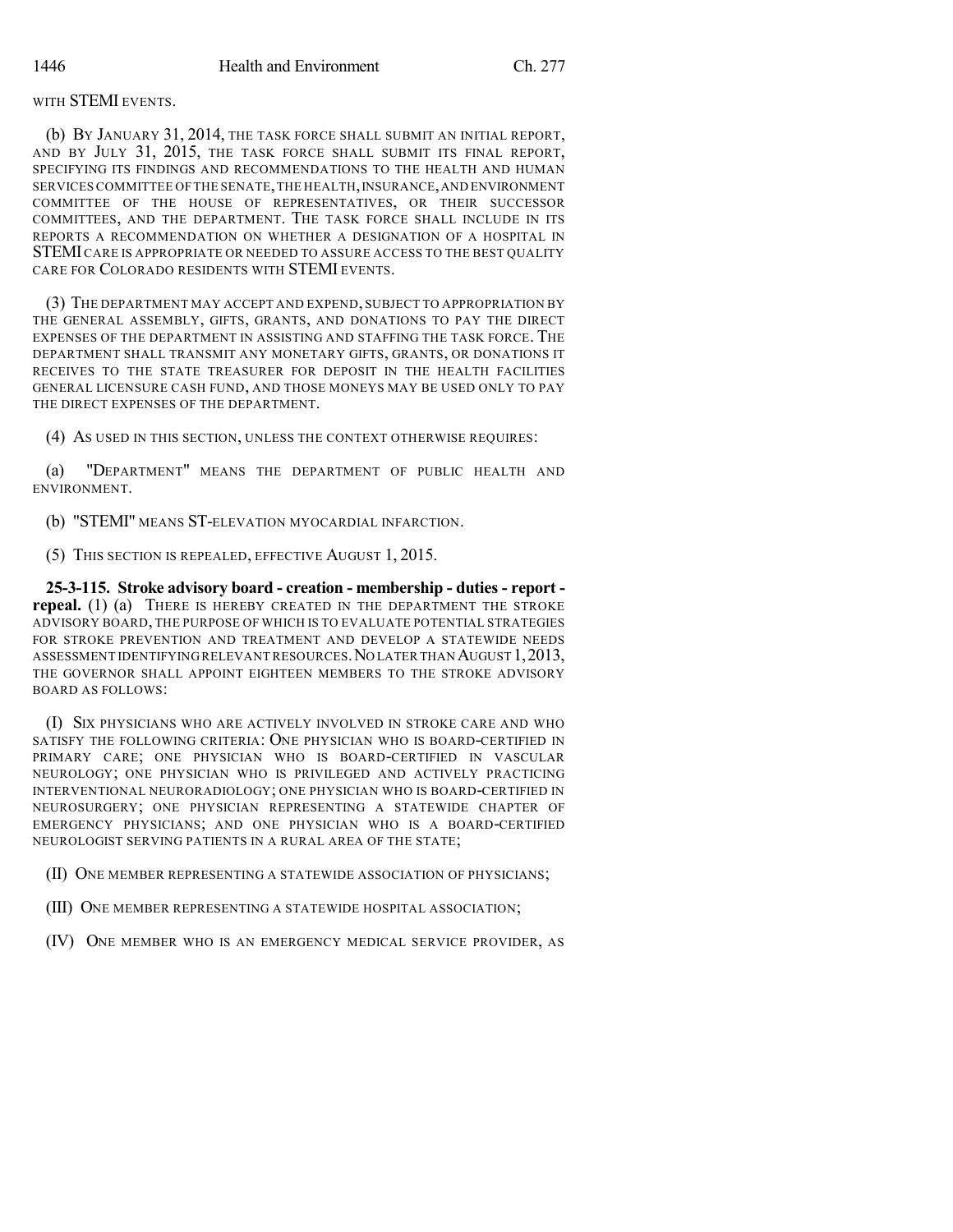WITH STEMI EVENTS.

(b) BY JANUARY 31, 2014, THE TASK FORCE SHALL SUBMIT AN INITIAL REPORT, AND BY JULY 31, 2015, THE TASK FORCE SHALL SUBMIT ITS FINAL REPORT, SPECIFYING ITS FINDINGS AND RECOMMENDATIONS TO THE HEALTH AND HUMAN SERVICES COMMITTEE OF THE SENATE, THE HEALTH, INSURANCE, AND ENVIRONMENT COMMITTEE OF THE HOUSE OF REPRESENTATIVES, OR THEIR SUCCESSOR COMMITTEES, AND THE DEPARTMENT. THE TASK FORCE SHALL INCLUDE IN ITS REPORTS A RECOMMENDATION ON WHETHER A DESIGNATION OF A HOSPITAL IN STEMI CARE IS APPROPRIATE OR NEEDED TO ASSURE ACCESS TO THE BEST QUALITY CARE FOR COLORADO RESIDENTS WITH STEMI EVENTS.

(3) THE DEPARTMENT MAY ACCEPT AND EXPEND, SUBJECT TO APPROPRIATION BY THE GENERAL ASSEMBLY, GIFTS, GRANTS, AND DONATIONS TO PAY THE DIRECT EXPENSES OF THE DEPARTMENT IN ASSISTING AND STAFFING THE TASK FORCE. THE DEPARTMENT SHALL TRANSMIT ANY MONETARY GIFTS, GRANTS, OR DONATIONS IT RECEIVES TO THE STATE TREASURER FOR DEPOSIT IN THE HEALTH FACILITIES GENERAL LICENSURE CASH FUND, AND THOSE MONEYS MAY BE USED ONLY TO PAY THE DIRECT EXPENSES OF THE DEPARTMENT.

(4) AS USED IN THIS SECTION, UNLESS THE CONTEXT OTHERWISE REQUIRES:

(a) "DEPARTMENT" MEANS THE DEPARTMENT OF PUBLIC HEALTH AND ENVIRONMENT.

(b) "STEMI" MEANS ST-ELEVATION MYOCARDIAL INFARCTION.

(5) THIS SECTION IS REPEALED, EFFECTIVE AUGUST 1, 2015.

**25-3-115. Stroke advisory board - creation - membership - duties - report - repeal.** (1) (a) THERE IS HEREBY CREATED IN THE DEPARTMENT THE STROKE ADVISORY BOARD, THE PURPOSE OF WHICH IS TO EVALUATE POTENTIAL STRATEGIES FOR STROKE PREVENTION AND TREATMENT AND DEVELOP A STATEWIDE NEEDS ASSESSMENT IDENTIFYING RELEVANT RESOURCES. NO LATER THAN AUGUST 1, 2013, THE GOVERNOR SHALL APPOINT EIGHTEEN MEMBERS TO THE STROKE ADVISORY BOARD AS FOLLOWS:

(I) SIX PHYSICIANS WHO ARE ACTIVELY INVOLVED IN STROKE CARE AND WHO SATISFY THE FOLLOWING CRITERIA: ONE PHYSICIAN WHO IS BOARD-CERTIFIED IN PRIMARY CARE; ONE PHYSICIAN WHO IS BOARD-CERTIFIED IN VASCULAR NEUROLOGY; ONE PHYSICIAN WHO IS PRIVILEGED AND ACTIVELY PRACTICING INTERVENTIONAL NEURORADIOLOGY; ONE PHYSICIAN WHO IS BOARD-CERTIFIED IN NEUROSURGERY; ONE PHYSICIAN REPRESENTING A STATEWIDE CHAPTER OF EMERGENCY PHYSICIANS; AND ONE PHYSICIAN WHO IS A BOARD-CERTIFIED NEUROLOGIST SERVING PATIENTS IN A RURAL AREA OF THE STATE;

(II) ONE MEMBER REPRESENTING A STATEWIDE ASSOCIATION OF PHYSICIANS;

(III) ONE MEMBER REPRESENTING A STATEWIDE HOSPITAL ASSOCIATION;

(IV) ONE MEMBER WHO IS AN EMERGENCY MEDICAL SERVICE PROVIDER, AS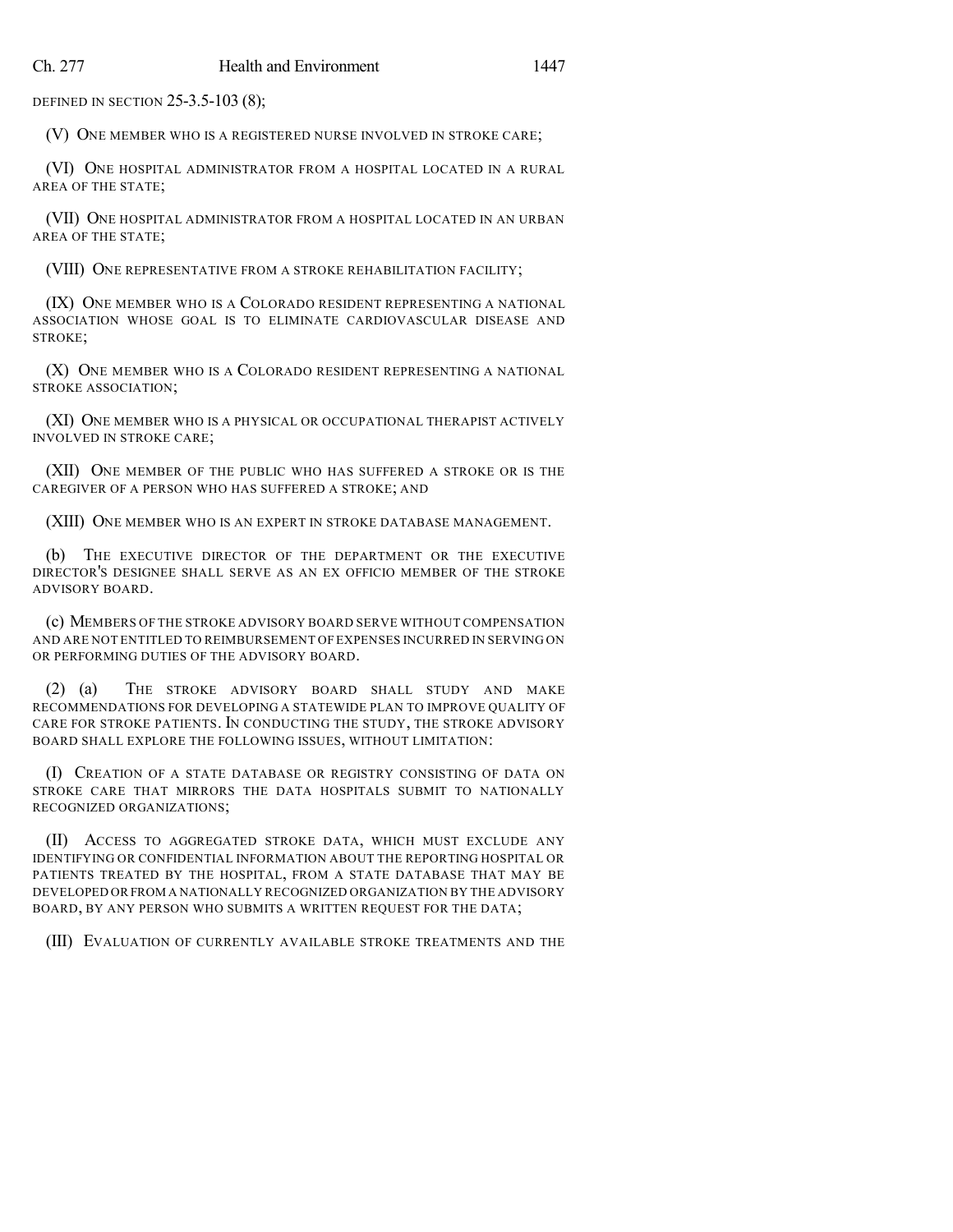DEFINED IN SECTION 25-3.5-103 (8);

(V) ONE MEMBER WHO IS A REGISTERED NURSE INVOLVED IN STROKE CARE;

(VI) ONE HOSPITAL ADMINISTRATOR FROM A HOSPITAL LOCATED IN A RURAL AREA OF THE STATE;

(VII) ONE HOSPITAL ADMINISTRATOR FROM A HOSPITAL LOCATED IN AN URBAN AREA OF THE STATE;

(VIII) ONE REPRESENTATIVE FROM A STROKE REHABILITATION FACILITY;

(IX) ONE MEMBER WHO IS A COLORADO RESIDENT REPRESENTING A NATIONAL ASSOCIATION WHOSE GOAL IS TO ELIMINATE CARDIOVASCULAR DISEASE AND STROKE;

(X) ONE MEMBER WHO IS A COLORADO RESIDENT REPRESENTING A NATIONAL STROKE ASSOCIATION;

(XI) ONE MEMBER WHO IS A PHYSICAL OR OCCUPATIONAL THERAPIST ACTIVELY INVOLVED IN STROKE CARE;

(XII) ONE MEMBER OF THE PUBLIC WHO HAS SUFFERED A STROKE OR IS THE CAREGIVER OF A PERSON WHO HAS SUFFERED A STROKE; AND

(XIII) ONE MEMBER WHO IS AN EXPERT IN STROKE DATABASE MANAGEMENT.

(b) THE EXECUTIVE DIRECTOR OF THE DEPARTMENT OR THE EXECUTIVE DIRECTOR'S DESIGNEE SHALL SERVE AS AN EX OFFICIO MEMBER OF THE STROKE ADVISORY BOARD.

(c) MEMBERS OF THE STROKE ADVISORY BOARD SERVE WITHOUT COMPENSATION AND ARE NOT ENTITLED TO REIMBURSEMENT OF EXPENSES INCURRED IN SERVING ON OR PERFORMING DUTIES OF THE ADVISORY BOARD.

(2) (a) THE STROKE ADVISORY BOARD SHALL STUDY AND MAKE RECOMMENDATIONS FOR DEVELOPING A STATEWIDE PLAN TO IMPROVE QUALITY OF CARE FOR STROKE PATIENTS. IN CONDUCTING THE STUDY, THE STROKE ADVISORY BOARD SHALL EXPLORE THE FOLLOWING ISSUES, WITHOUT LIMITATION:

(I) CREATION OF A STATE DATABASE OR REGISTRY CONSISTING OF DATA ON STROKE CARE THAT MIRRORS THE DATA HOSPITALS SUBMIT TO NATIONALLY RECOGNIZED ORGANIZATIONS;

(II) ACCESS TO AGGREGATED STROKE DATA, WHICH MUST EXCLUDE ANY IDENTIFYING OR CONFIDENTIAL INFORMATION ABOUT THE REPORTING HOSPITAL OR PATIENTS TREATED BY THE HOSPITAL, FROM A STATE DATABASE THAT MAY BE DEVELOPED OR FROM A NATIONALLY RECOGNIZED ORGANIZATION BY THE ADVISORY BOARD, BY ANY PERSON WHO SUBMITS A WRITTEN REQUEST FOR THE DATA;

(III) EVALUATION OF CURRENTLY AVAILABLE STROKE TREATMENTS AND THE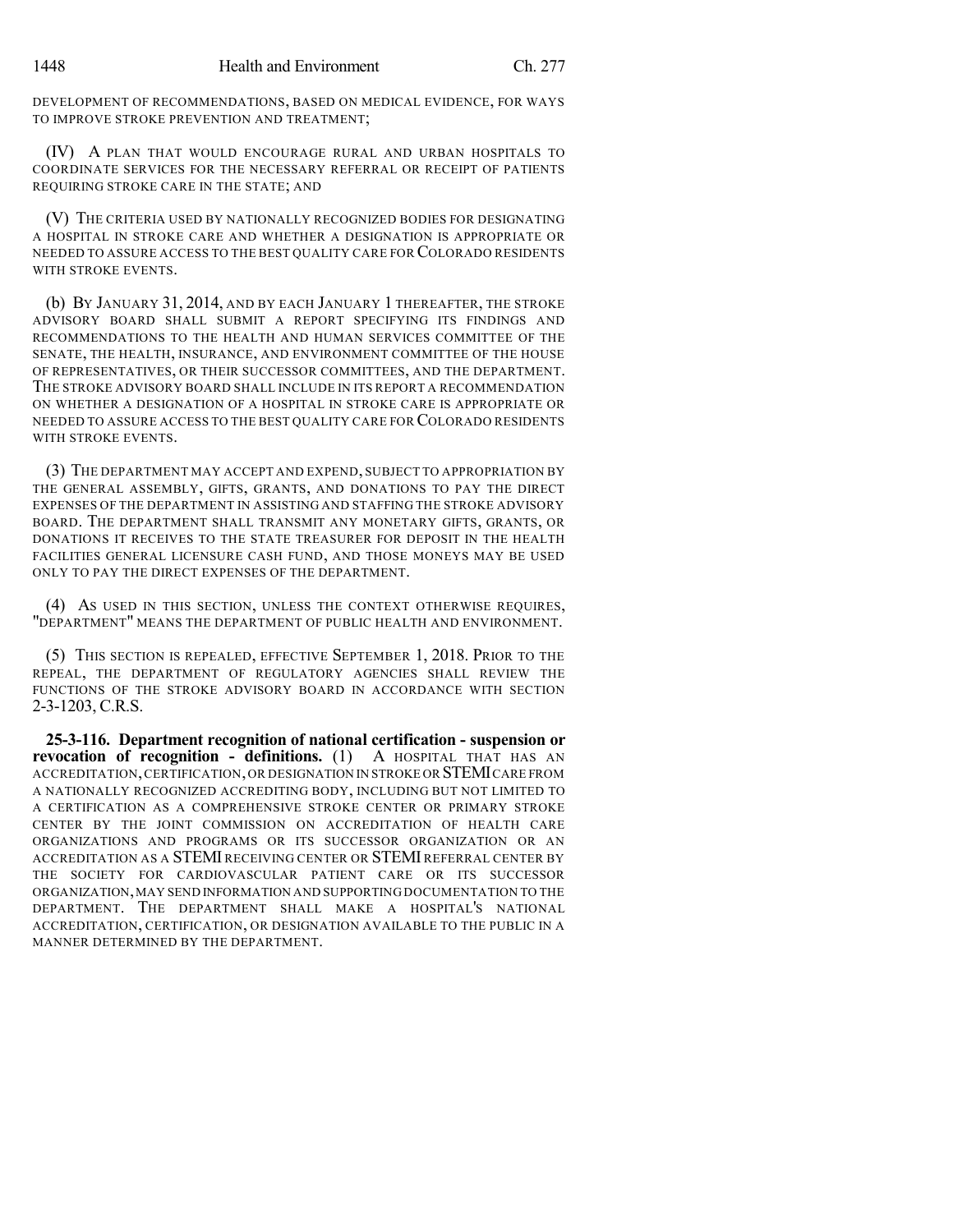DEVELOPMENT OF RECOMMENDATIONS, BASED ON MEDICAL EVIDENCE, FOR WAYS TO IMPROVE STROKE PREVENTION AND TREATMENT;

(IV) A PLAN THAT WOULD ENCOURAGE RURAL AND URBAN HOSPITALS TO COORDINATE SERVICES FOR THE NECESSARY REFERRAL OR RECEIPT OF PATIENTS REQUIRING STROKE CARE IN THE STATE; AND

(V) THE CRITERIA USED BY NATIONALLY RECOGNIZED BODIES FOR DESIGNATING A HOSPITAL IN STROKE CARE AND WHETHER A DESIGNATION IS APPROPRIATE OR NEEDED TO ASSURE ACCESS TO THE BEST QUALITY CARE FOR COLORADO RESIDENTS WITH STROKE EVENTS.

(b) BY JANUARY 31, 2014, AND BY EACH JANUARY 1 THEREAFTER, THE STROKE ADVISORY BOARD SHALL SUBMIT A REPORT SPECIFYING ITS FINDINGS AND RECOMMENDATIONS TO THE HEALTH AND HUMAN SERVICES COMMITTEE OF THE SENATE, THE HEALTH, INSURANCE, AND ENVIRONMENT COMMITTEE OF THE HOUSE OF REPRESENTATIVES, OR THEIR SUCCESSOR COMMITTEES, AND THE DEPARTMENT. THE STROKE ADVISORY BOARD SHALL INCLUDE IN ITS REPORT A RECOMMENDATION ON WHETHER A DESIGNATION OF A HOSPITAL IN STROKE CARE IS APPROPRIATE OR NEEDED TO ASSURE ACCESS TO THE BEST QUALITY CARE FOR COLORADO RESIDENTS WITH STROKE EVENTS.

(3) THE DEPARTMENT MAY ACCEPT AND EXPEND, SUBJECT TO APPROPRIATION BY THE GENERAL ASSEMBLY, GIFTS, GRANTS, AND DONATIONS TO PAY THE DIRECT EXPENSES OF THE DEPARTMENT IN ASSISTING AND STAFFING THE STROKE ADVISORY BOARD. THE DEPARTMENT SHALL TRANSMIT ANY MONETARY GIFTS, GRANTS, OR DONATIONS IT RECEIVES TO THE STATE TREASURER FOR DEPOSIT IN THE HEALTH FACILITIES GENERAL LICENSURE CASH FUND, AND THOSE MONEYS MAY BE USED ONLY TO PAY THE DIRECT EXPENSES OF THE DEPARTMENT.

(4) AS USED IN THIS SECTION, UNLESS THE CONTEXT OTHERWISE REQUIRES, "DEPARTMENT" MEANS THE DEPARTMENT OF PUBLIC HEALTH AND ENVIRONMENT.

(5) THIS SECTION IS REPEALED, EFFECTIVE SEPTEMBER 1, 2018. PRIOR TO THE REPEAL, THE DEPARTMENT OF REGULATORY AGENCIES SHALL REVIEW THE FUNCTIONS OF THE STROKE ADVISORY BOARD IN ACCORDANCE WITH SECTION 2-3-1203, C.R.S.

**25-3-116. Department recognition of national certification - suspension or revocation of recognition - definitions.** (1) A HOSPITAL THAT HAS AN ACCREDITATION, CERTIFICATION, OR DESIGNATION IN STROKE OR STEMI CARE FROM A NATIONALLY RECOGNIZED ACCREDITING BODY, INCLUDING BUT NOT LIMITED TO A CERTIFICATION AS A COMPREHENSIVE STROKE CENTER OR PRIMARY STROKE CENTER BY THE JOINT COMMISSION ON ACCREDITATION OF HEALTH CARE ORGANIZATIONS AND PROGRAMS OR ITS SUCCESSOR ORGANIZATION OR AN ACCREDITATION AS A STEMI RECEIVING CENTER OR STEMI REFERRAL CENTER BY THE SOCIETY FOR CARDIOVASCULAR PATIENT CARE OR ITS SUCCESSOR ORGANIZATION, MAY SEND INFORMATION AND SUPPORTING DOCUMENTATION TO THE DEPARTMENT. THE DEPARTMENT SHALL MAKE A HOSPITAL'S NATIONAL ACCREDITATION, CERTIFICATION, OR DESIGNATION AVAILABLE TO THE PUBLIC IN A MANNER DETERMINED BY THE DEPARTMENT.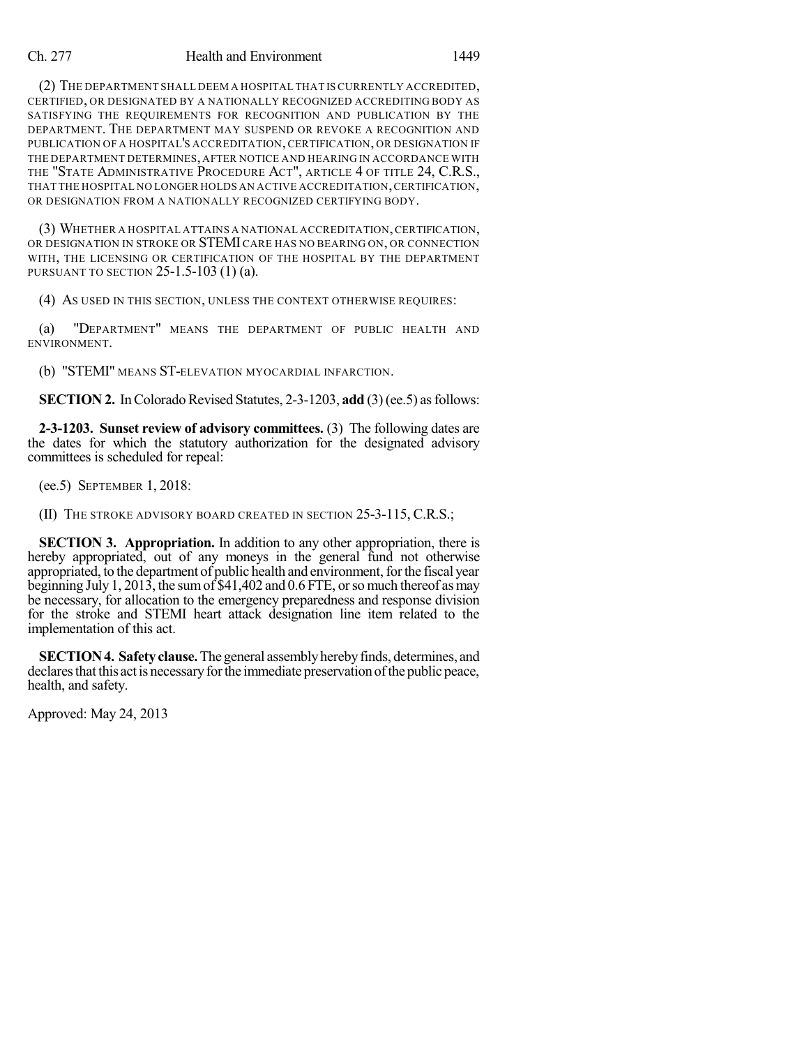(2) THE DEPARTMENT SHALL DEEM A HOSPITAL THAT IS CURRENTLY ACCREDITED, CERTIFIED, OR DESIGNATED BY A NATIONALLY RECOGNIZED ACCREDITING BODY AS SATISFYING THE REQUIREMENTS FOR RECOGNITION AND PUBLICATION BY THE DEPARTMENT. THE DEPARTMENT MAY SUSPEND OR REVOKE A RECOGNITION AND PUBLICATION OF A HOSPITAL'S ACCREDITATION, CERTIFICATION, OR DESIGNATION IF THE DEPARTMENT DETERMINES, AFTER NOTICE AND HEARING IN ACCORDANCE WITH THE "STATE ADMINISTRATIVE PROCEDURE ACT", ARTICLE 4 OF TITLE 24, C.R.S., THAT THE HOSPITAL NO LONGER HOLDS AN ACTIVE ACCREDITATION, CERTIFICATION, OR DESIGNATION FROM A NATIONALLY RECOGNIZED CERTIFYING BODY.

(3) WHETHER A HOSPITAL ATTAINS A NATIONAL ACCREDITATION, CERTIFICATION, OR DESIGNATION IN STROKE OR STEMI CARE HAS NO BEARING ON, OR CONNECTION WITH, THE LICENSING OR CERTIFICATION OF THE HOSPITAL BY THE DEPARTMENT PURSUANT TO SECTION 25-1.5-103 (1) (a).

(4) AS USED IN THIS SECTION, UNLESS THE CONTEXT OTHERWISE REQUIRES:

(a) "DEPARTMENT" MEANS THE DEPARTMENT OF PUBLIC HEALTH AND ENVIRONMENT.

(b) "STEMI" MEANS ST-ELEVATION MYOCARDIAL INFARCTION.

**SECTION 2.** In Colorado Revised Statutes, 2-3-1203, **add** (3) (ee.5) as follows:

**2-3-1203. Sunset review of advisory committees.** (3) The following dates are the dates for which the statutory authorization for the designated advisory committees is scheduled for repeal:

(ee.5) SEPTEMBER 1, 2018:

(II) THE STROKE ADVISORY BOARD CREATED IN SECTION 25-3-115, C.R.S.;

**SECTION 3. Appropriation.** In addition to any other appropriation, there is hereby appropriated, out of any moneys in the general fund not otherwise appropriated, to the department of public health and environment, for the fiscal year beginning July 1, 2013, the sum of $41,402 and 0.6 FTE, or so much thereof as may be necessary, for allocation to the emergency preparedness and response division for the stroke and STEMI heart attack designation line item related to the implementation of this act.

**SECTION 4. Safety clause.** The general assembly hereby finds, determines, and declares that this act is necessary for the immediate preservation of the public peace, health, and safety.

Approved: May 24, 2013